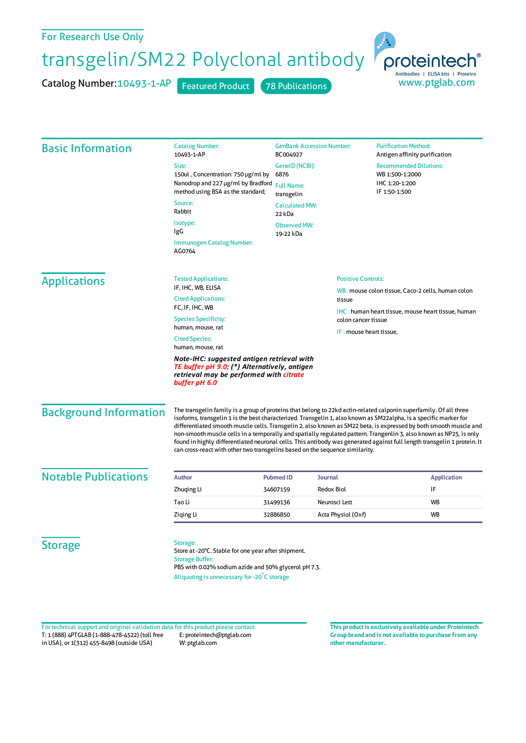For Research Use Only

# transgelin/SM22 Polyclonal antibody

Catalog Number: 10493-1-AP    Featured Product    78 Publications

proteintech® Antibodies | ELISA kits | Proteins
www.ptglab.com

## Basic Information

**Catalog Number:**
10493-1-AP

**Size:**
150ul , Concentration: 750 μg/ml by Nanodrop and 227 μg/ml by Bradford method using BSA as the standard;

**Source:**
Rabbit

**Isotype:**
IgG

**Immunogen Catalog Number:**
AG0764

**GenBank Accession Number:**
BC004927

**GeneID (NCBI):**
6876

**Full Name:**
transgelin

**Calculated MW:**
22 kDa

**Observed MW:**
19-22 kDa

**Purification Method:**
Antigen affinity purification

**Recommended Dilutions:**
WB 1:500-1:2000
IHC 1:20-1:200
IF 1:50-1:500

## Applications

**Tested Applications:**
IF, IHC, WB, ELISA

**Cited Applications:**
FC, IF, IHC, WB

**Species Specificity:**
human, mouse, rat

**Cited Species:**
human, mouse, rat

***Note-IHC: suggested antigen retrieval with TE buffer pH 9.0; (*) Alternatively, antigen retrieval may be performed with citrate buffer pH 6.0***

**Positive Controls:**

WB : mouse colon tissue, Caco-2 cells, human colon tissue

IHC : human heart tissue, mouse heart tissue, human colon cancer tissue

IF : mouse heart tissue,

## Background Information

The transgelin family is a group of proteins that belong to 22kd actin-related calponin superfamily. Of all three isoforms, transgelin 1 is the best characterized. Transgelin 1, also known as SM22alpha, is a specific marker for differentiated smooth muscle cells. Transgelin 2, also known as SM22 beta, is expressed by both smooth muscle and non-smooth muscle cells in a temporally and spatially regulated pattern. Trangenlin 3, also known as NP25, is only found in highly differentiated neuronal cells. This antibody was generated against full length transgelin 1 protein. It can cross-react with other two transgelins based on the sequence similarity.

## Notable Publications

| Author | Pubmed ID | Journal | Application |
|---|---|---|---|
| Zhuqing Li | 34607159 | Redox Biol | IF |
| Tao Li | 31499136 | Neurosci Lett | WB |
| Ziqing Li | 32886850 | Acta Physiol (Oxf) | WB |

## Storage

**Storage:**
Store at -20°C. Stable for one year after shipment.

**Storage Buffer:**
PBS with 0.02% sodium azide and 50% glycerol pH 7.3.

Aliquoting is unnecessary for -20°C storage

For technical support and original validation data for this product please contact:
T: 1 (888) 4PTGLAB (1-888-478-4522) (toll free in USA), or 1(312) 455-8498 (outside USA)
E: proteintech@ptglab.com
W: ptglab.com

**This product is exclusively available under Proteintech Group brand and is not available to purchase from any other manufacturer.**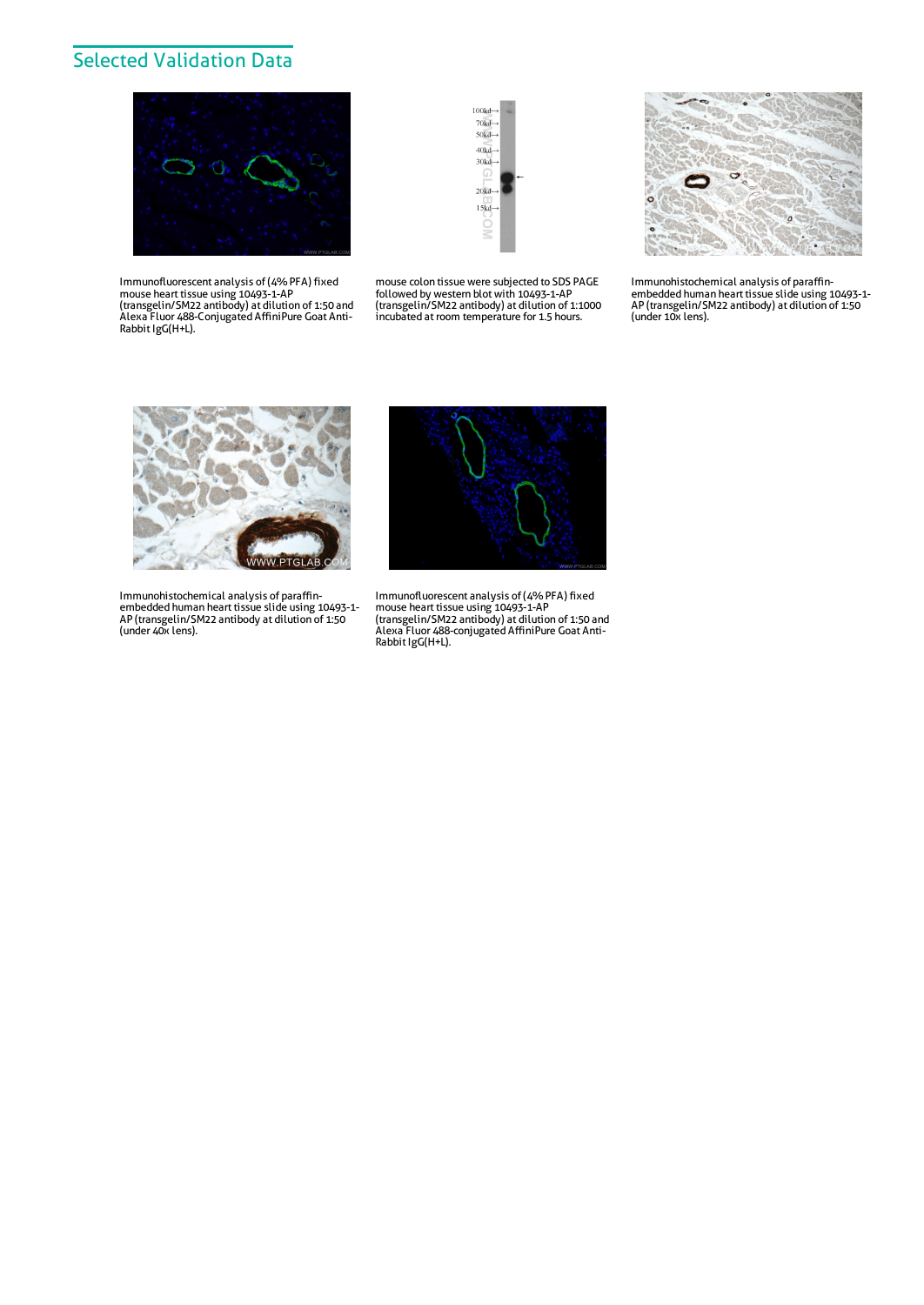## Selected Validation Data

Immunofluorescent analysis of (4% PFA) fixed mouse heart tissue using 10493-1-AP (transgelin/SM22 antibody) at dilution of 1:50 and Alexa Fluor 488-Conjugated AffiniPure Goat Anti-Rabbit IgG(H+L).

mouse colon tissue were subjected to SDS PAGE followed by western blot with 10493-1-AP (transgelin/SM22 antibody) at dilution of 1:1000 incubated at room temperature for 1.5 hours.

Immunohistochemical analysis of paraffin-embedded human heart tissue slide using 10493-1-AP (transgelin/SM22 antibody) at dilution of 1:50 (under 10x lens).

Immunohistochemical analysis of paraffin-embedded human heart tissue slide using 10493-1-AP (transgelin/SM22 antibody at dilution of 1:50 (under 40x lens).

Immunofluorescent analysis of (4% PFA) fixed mouse heart tissue using 10493-1-AP (transgelin/SM22 antibody) at dilution of 1:50 and Alexa Fluor 488-conjugated AffiniPure Goat Anti-Rabbit IgG(H+L).